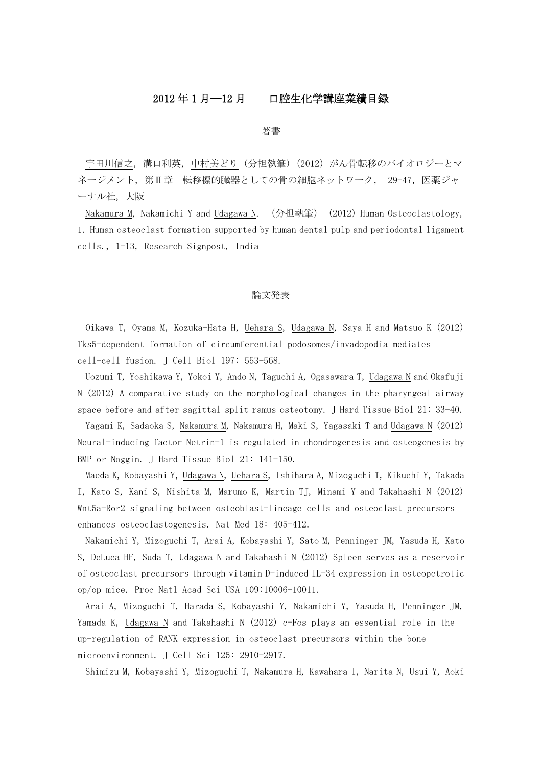# 2012 年 1 月―12 月　　口腔生化学講座業績目録

## 著書

宇田川信之，溝口利英，中村美どり（分担執筆）(2012) がん骨転移のバイオロジーとマネージメント，第Ⅱ章　転移標的臓器としての骨の細胞ネットワーク，29-47，医薬ジャーナル社，大阪

Nakamura M, Nakamichi Y and Udagawa N. （分担執筆） (2012) Human Osteoclastology, 1. Human osteoclast formation supported by human dental pulp and periodontal ligament cells., 1-13, Research Signpost, India

## 論文発表

Oikawa T, Oyama M, Kozuka-Hata H, Uehara S, Udagawa N, Saya H and Matsuo K (2012) Tks5-dependent formation of circumferential podosomes/invadopodia mediates cell-cell fusion. J Cell Biol 197: 553-568.

Uozumi T, Yoshikawa Y, Yokoi Y, Ando N, Taguchi A, Ogasawara T, Udagawa N and Okafuji N (2012) A comparative study on the morphological changes in the pharyngeal airway space before and after sagittal split ramus osteotomy. J Hard Tissue Biol 21: 33-40.

Yagami K, Sadaoka S, Nakamura M, Nakamura H, Maki S, Yagasaki T and Udagawa N (2012) Neural-inducing factor Netrin-1 is regulated in chondrogenesis and osteogenesis by BMP or Noggin. J Hard Tissue Biol 21: 141-150.

Maeda K, Kobayashi Y, Udagawa N, Uehara S, Ishihara A, Mizoguchi T, Kikuchi Y, Takada I, Kato S, Kani S, Nishita M, Marumo K, Martin TJ, Minami Y and Takahashi N (2012) Wnt5a-Ror2 signaling between osteoblast-lineage cells and osteoclast precursors enhances osteoclastogenesis. Nat Med 18: 405-412.

Nakamichi Y, Mizoguchi T, Arai A, Kobayashi Y, Sato M, Penninger JM, Yasuda H, Kato S, DeLuca HF, Suda T, Udagawa N and Takahashi N (2012) Spleen serves as a reservoir of osteoclast precursors through vitamin D-induced IL-34 expression in osteopetrotic op/op mice. Proc Natl Acad Sci USA 109:10006-10011.

Arai A, Mizoguchi T, Harada S, Kobayashi Y, Nakamichi Y, Yasuda H, Penninger JM, Yamada K, Udagawa N and Takahashi N (2012) c-Fos plays an essential role in the up-regulation of RANK expression in osteoclast precursors within the bone microenvironment. J Cell Sci 125: 2910-2917.

Shimizu M, Kobayashi Y, Mizoguchi T, Nakamura H, Kawahara I, Narita N, Usui Y, Aoki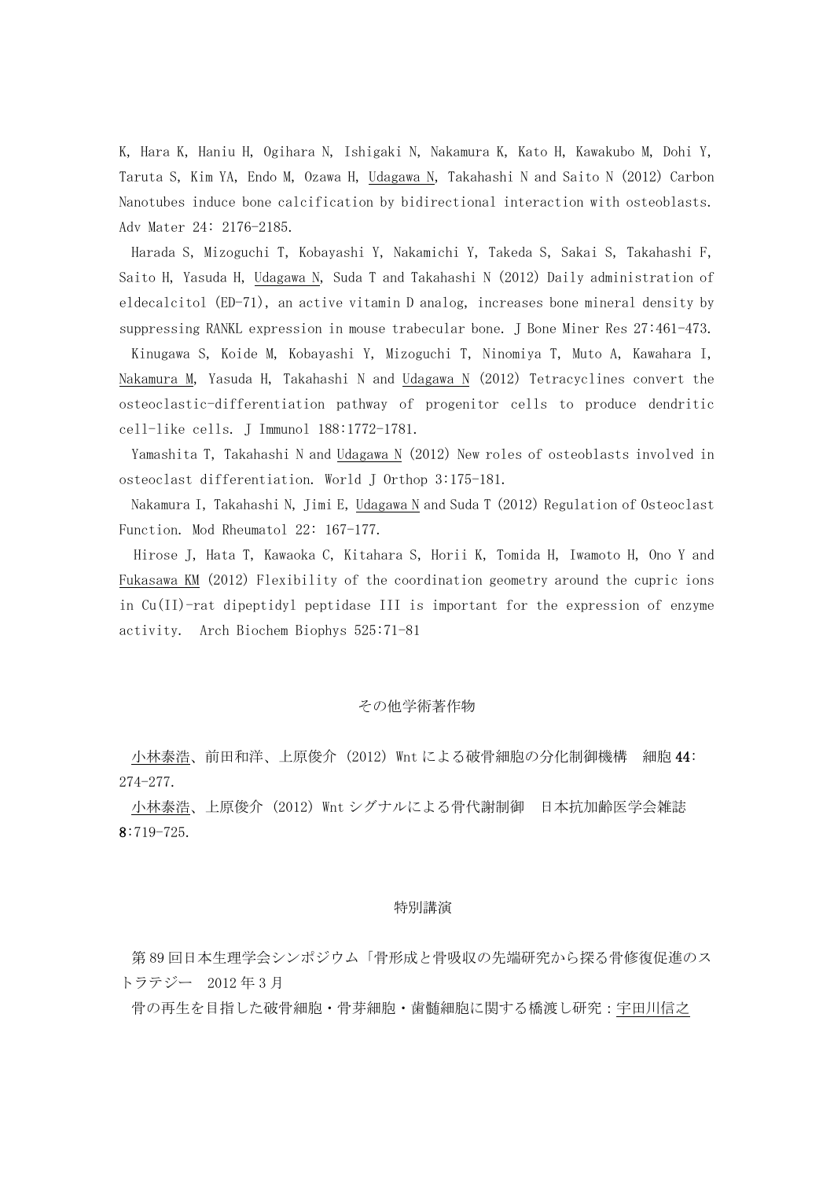K, Hara K, Haniu H, Ogihara N, Ishigaki N, Nakamura K, Kato H, Kawakubo M, Dohi Y, Taruta S, Kim YA, Endo M, Ozawa H, Udagawa N, Takahashi N and Saito N (2012) Carbon Nanotubes induce bone calcification by bidirectional interaction with osteoblasts. Adv Mater 24: 2176-2185.

Harada S, Mizoguchi T, Kobayashi Y, Nakamichi Y, Takeda S, Sakai S, Takahashi F, Saito H, Yasuda H, Udagawa N, Suda T and Takahashi N (2012) Daily administration of eldecalcitol (ED-71), an active vitamin D analog, increases bone mineral density by suppressing RANKL expression in mouse trabecular bone. J Bone Miner Res 27:461-473.

Kinugawa S, Koide M, Kobayashi Y, Mizoguchi T, Ninomiya T, Muto A, Kawahara I, Nakamura M, Yasuda H, Takahashi N and Udagawa N (2012) Tetracyclines convert the osteoclastic-differentiation pathway of progenitor cells to produce dendritic cell-like cells. J Immunol 188:1772-1781.

Yamashita T, Takahashi N and Udagawa N (2012) New roles of osteoblasts involved in osteoclast differentiation. World J Orthop 3:175-181.

Nakamura I, Takahashi N, Jimi E, Udagawa N and Suda T (2012) Regulation of Osteoclast Function. Mod Rheumatol 22: 167-177.

Hirose J, Hata T, Kawaoka C, Kitahara S, Horii K, Tomida H, Iwamoto H, Ono Y and Fukasawa KM (2012) Flexibility of the coordination geometry around the cupric ions in Cu(II)-rat dipeptidyl peptidase III is important for the expression of enzyme activity. Arch Biochem Biophys 525:71-81

## その他学術著作物

小林泰浩、前田和洋、上原俊介 (2012) Wnt による破骨細胞の分化制御機構 細胞 **44**: 274-277.

小林泰浩、上原俊介 (2012) Wnt シグナルによる骨代謝制御 日本抗加齢医学会雑誌 **8**:719-725.

## 特別講演

第 89 回日本生理学会シンポジウム「骨形成と骨吸収の先端研究から探る骨修復促進のストラテジー 2012 年 3 月

骨の再生を目指した破骨細胞・骨芽細胞・歯髄細胞に関する橋渡し研究：宇田川信之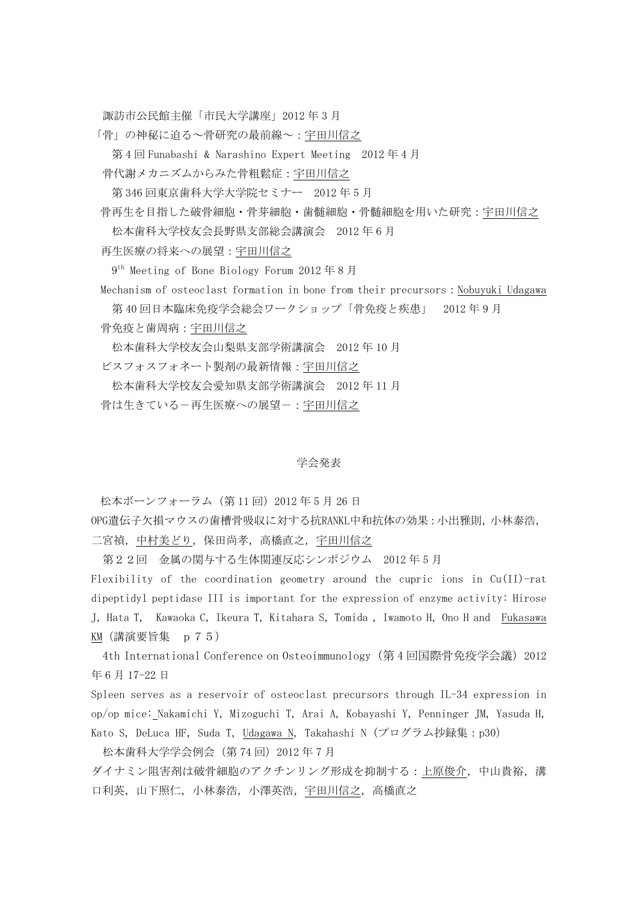諏訪市公民館主催「市民大学講座」2012 年 3 月

「骨」の神秘に迫る～骨研究の最前線～：<u>宇田川信之</u>

第 4 回 Funabashi & Narashino Expert Meeting　2012 年 4 月

骨代謝メカニズムからみた骨粗鬆症：<u>宇田川信之</u>

第 346 回東京歯科大学大学院セミナー　2012 年 5 月

骨再生を目指した破骨細胞・骨芽細胞・歯髄細胞・骨髄細胞を用いた研究：<u>宇田川信之</u>

松本歯科大学校友会長野県支部総会講演会　2012 年 6 月

再生医療の将来への展望：<u>宇田川信之</u>

9th Meeting of Bone Biology Forum 2012 年 8 月

Mechanism of osteoclast formation in bone from their precursors：<u>Nobuyuki Udagawa</u>

第 40 回日本臨床免疫学会総会ワークショップ「骨免疫と疾患」　2012 年 9 月

骨免疫と歯周病：<u>宇田川信之</u>

松本歯科大学校友会山梨県支部学術講演会　2012 年 10 月

ビスフォスフォネート製剤の最新情報：<u>宇田川信之</u>

松本歯科大学校友会愛知県支部学術講演会　2012 年 11 月

骨は生きている－再生医療への展望－：<u>宇田川信之</u>

## 学会発表

松本ボーンフォーラム（第 11 回）2012 年 5 月 26 日

OPG遺伝子欠損マウスの歯槽骨吸収に対する抗RANKL中和抗体の効果：小出雅則，小林泰浩，二宮禎，<u>中村美どり</u>，保田尚孝，高橋直之，<u>宇田川信之</u>

第２２回　金属の関与する生体関連反応シンポジウム　2012 年 5 月

Flexibility of the coordination geometry around the cupric ions in Cu(II)-rat dipeptidyl peptidase III is important for the expression of enzyme activity: Hirose J, Hata T, Kawaoka C, Ikeura T, Kitahara S, Tomida , Iwamoto H, Ono H and <u>Fukasawa KM</u>（講演要旨集　ｐ７５）

4th International Conference on Osteoimmunology（第 4 回国際骨免疫学会議）2012 年 6 月 17-22 日

Spleen serves as a reservoir of osteoclast precursors through IL-34 expression in op/op mice: Nakamichi Y, Mizoguchi T, Arai A, Kobayashi Y, Penninger JM, Yasuda H, Kato S, DeLuca HF, Suda T, <u>Udagawa N</u>, Takahashi N（プログラム抄録集：p30）

松本歯科大学学会例会（第 74 回）2012 年 7 月

ダイナミン阻害剤は破骨細胞のアクチンリング形成を抑制する：<u>上原俊介</u>，中山貴裕，溝口利英，山下照仁，小林泰浩，小澤英浩，<u>宇田川信之</u>，高橋直之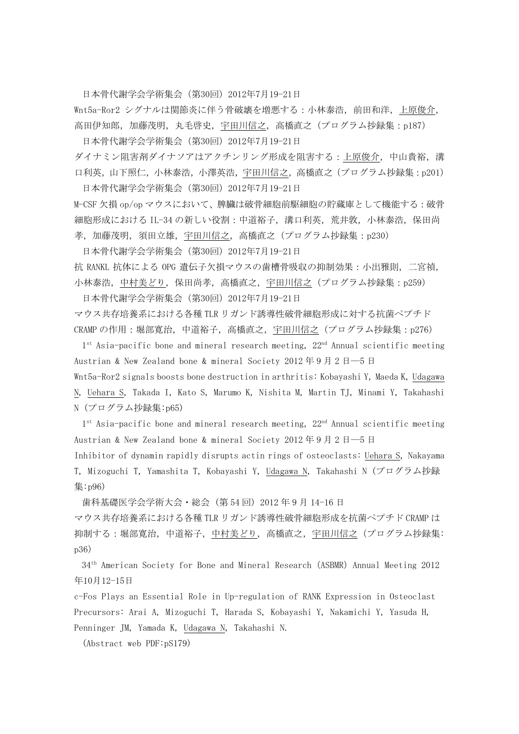日本骨代謝学会学術集会（第30回）2012年7月19-21日

Wnt5a-Ror2 シグナルは関節炎に伴う骨破壊を増悪する：小林泰浩，前田和洋，上原俊介，高田伊知郎，加藤茂明，丸毛啓史，宇田川信之，高橋直之（プログラム抄録集：p187）

日本骨代謝学会学術集会（第30回）2012年7月19-21日

ダイナミン阻害剤ダイナソアはアクチンリング形成を阻害する：上原俊介，中山貴裕，溝口利英，山下照仁，小林泰浩，小澤英浩，宇田川信之，高橋直之（プログラム抄録集：p201）

日本骨代謝学会学術集会（第30回）2012年7月19-21日

M-CSF 欠損 op/op マウスにおいて、脾臓は破骨細胞前駆細胞の貯蔵庫として機能する：破骨細胞形成における IL-34 の新しい役割：中道裕子，溝口利英，荒井敦，小林泰浩，保田尚孝，加藤茂明，須田立雄，宇田川信之，高橋直之（プログラム抄録集：p230）

日本骨代謝学会学術集会（第30回）2012年7月19-21日

抗 RANKL 抗体による OPG 遺伝子欠損マウスの歯槽骨吸収の抑制効果：小出雅則，二宮禎，小林泰浩，中村美どり，保田尚孝，高橋直之，宇田川信之（プログラム抄録集：p259）

日本骨代謝学会学術集会（第30回）2012年7月19-21日

マウス共存培養系における各種 TLR リガンド誘導性破骨細胞形成に対する抗菌ペプチド CRAMP の作用：堀部寛治，中道裕子，高橋直之，宇田川信之（プログラム抄録集：p276）

1st Asia-pacific bone and mineral research meeting, 22nd Annual scientific meeting Austrian & New Zealand bone & mineral Society 2012 年 9 月 2 日―5 日

Wnt5a-Ror2 signals boosts bone destruction in arthritis: Kobayashi Y, Maeda K, Udagawa N, Uehara S, Takada I, Kato S, Marumo K, Nishita M, Martin TJ, Minami Y, Takahashi N（プログラム抄録集:p65）

1st Asia-pacific bone and mineral research meeting, 22nd Annual scientific meeting Austrian & New Zealand bone & mineral Society 2012 年 9 月 2 日―5 日

Inhibitor of dynamin rapidly disrupts actin rings of osteoclasts: Uehara S, Nakayama T, Mizoguchi T, Yamashita T, Kobayashi Y, Udagawa N, Takahashi N（プログラム抄録集:p96）

歯科基礎医学会学術大会・総会（第 54 回）2012 年 9 月 14-16 日

マウス共存培養系における各種 TLR リガンド誘導性破骨細胞形成を抗菌ペプチド CRAMP は抑制する：堀部寛治，中道裕子，中村美どり，高橋直之，宇田川信之（プログラム抄録集: p36）

34th American Society for Bone and Mineral Research (ASBMR) Annual Meeting 2012 年10月12-15日

c-Fos Plays an Essential Role in Up-regulation of RANK Expression in Osteoclast Precursors: Arai A, Mizoguchi T, Harada S, Kobayashi Y, Nakamichi Y, Yasuda H, Penninger JM, Yamada K, Udagawa N, Takahashi N.

(Abstract web PDF:pS179)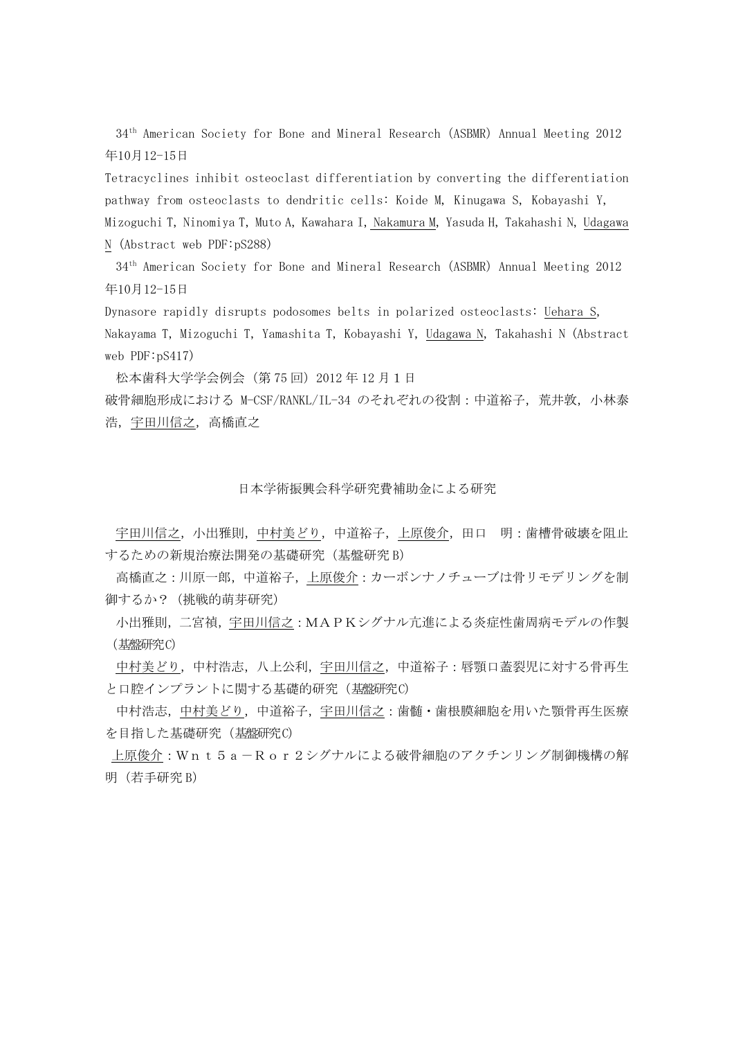34th American Society for Bone and Mineral Research (ASBMR) Annual Meeting 2012年10月12-15日

Tetracyclines inhibit osteoclast differentiation by converting the differentiation pathway from osteoclasts to dendritic cells: Koide M, Kinugawa S, Kobayashi Y, Mizoguchi T, Ninomiya T, Muto A, Kawahara I, Nakamura M, Yasuda H, Takahashi N, Udagawa N (Abstract web PDF:pS288)

34th American Society for Bone and Mineral Research (ASBMR) Annual Meeting 2012年10月12-15日

Dynasore rapidly disrupts podosomes belts in polarized osteoclasts: Uehara S, Nakayama T, Mizoguchi T, Yamashita T, Kobayashi Y, Udagawa N, Takahashi N (Abstract web PDF:pS417)

松本歯科大学学会例会（第 75 回）2012 年 12 月 1 日

破骨細胞形成における M-CSF/RANKL/IL-34 のそれぞれの役割：中道裕子，荒井敦，小林泰浩，宇田川信之，高橋直之

## 日本学術振興会科学研究費補助金による研究

宇田川信之，小出雅則，中村美どり，中道裕子，上原俊介，田口　明：歯槽骨破壊を阻止するための新規治療法開発の基礎研究（基盤研究 B）

高橋直之：川原一郎，中道裕子，上原俊介：カーボンナノチューブは骨リモデリングを制御するか？（挑戦的萌芽研究）

小出雅則，二宮禎，宇田川信之：ＭＡＰＫシグナル亢進による炎症性歯周病モデルの作製（基盤研究C）

中村美どり，中村浩志，八上公利，宇田川信之，中道裕子：唇顎口蓋裂児に対する骨再生と口腔インプラントに関する基礎的研究（基盤研究C）

中村浩志，中村美どり，中道裕子，宇田川信之：歯髄・歯根膜細胞を用いた顎骨再生医療を目指した基礎研究（基盤研究C）

上原俊介：Ｗｎｔ５ａ－Ｒｏｒ２シグナルによる破骨細胞のアクチンリング制御機構の解明（若手研究 B）